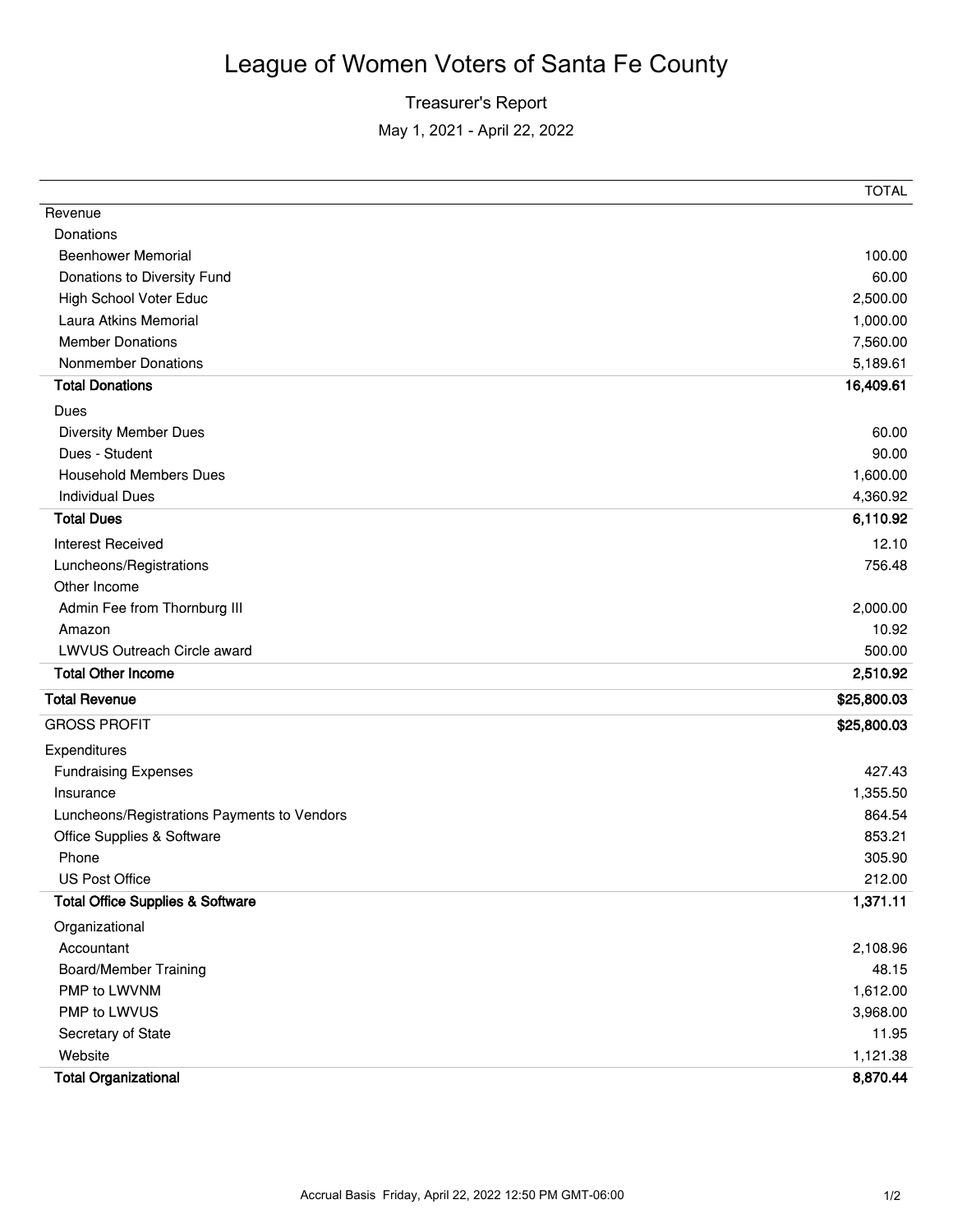# League of Women Voters of Santa Fe County

## Treasurer's Report

May 1, 2021 - April 22, 2022

| | TOTAL |
|---|---|
| Revenue | |
| Donations | |
| Beenhower Memorial | 100.00 |
| Donations to Diversity Fund | 60.00 |
| High School Voter Educ | 2,500.00 |
| Laura Atkins Memorial | 1,000.00 |
| Member Donations | 7,560.00 |
| Nonmember Donations | 5,189.61 |
| **Total Donations** | **16,409.61** |
| Dues | |
| Diversity Member Dues | 60.00 |
| Dues - Student | 90.00 |
| Household Members Dues | 1,600.00 |
| Individual Dues | 4,360.92 |
| **Total Dues** | **6,110.92** |
| Interest Received | 12.10 |
| Luncheons/Registrations | 756.48 |
| Other Income | |
| Admin Fee from Thornburg III | 2,000.00 |
| Amazon | 10.92 |
| LWVUS Outreach Circle award | 500.00 |
| **Total Other Income** | **2,510.92** |
| **Total Revenue** | **$25,800.03** |
| GROSS PROFIT | **$25,800.03** |
| Expenditures | |
| Fundraising Expenses | 427.43 |
| Insurance | 1,355.50 |
| Luncheons/Registrations Payments to Vendors | 864.54 |
| Office Supplies & Software | 853.21 |
| Phone | 305.90 |
| US Post Office | 212.00 |
| **Total Office Supplies & Software** | **1,371.11** |
| Organizational | |
| Accountant | 2,108.96 |
| Board/Member Training | 48.15 |
| PMP to LWVNM | 1,612.00 |
| PMP to LWVUS | 3,968.00 |
| Secretary of State | 11.95 |
| Website | 1,121.38 |
| **Total Organizational** | **8,870.44** |

Accrual Basis Friday, April 22, 2022 12:50 PM GMT-06:00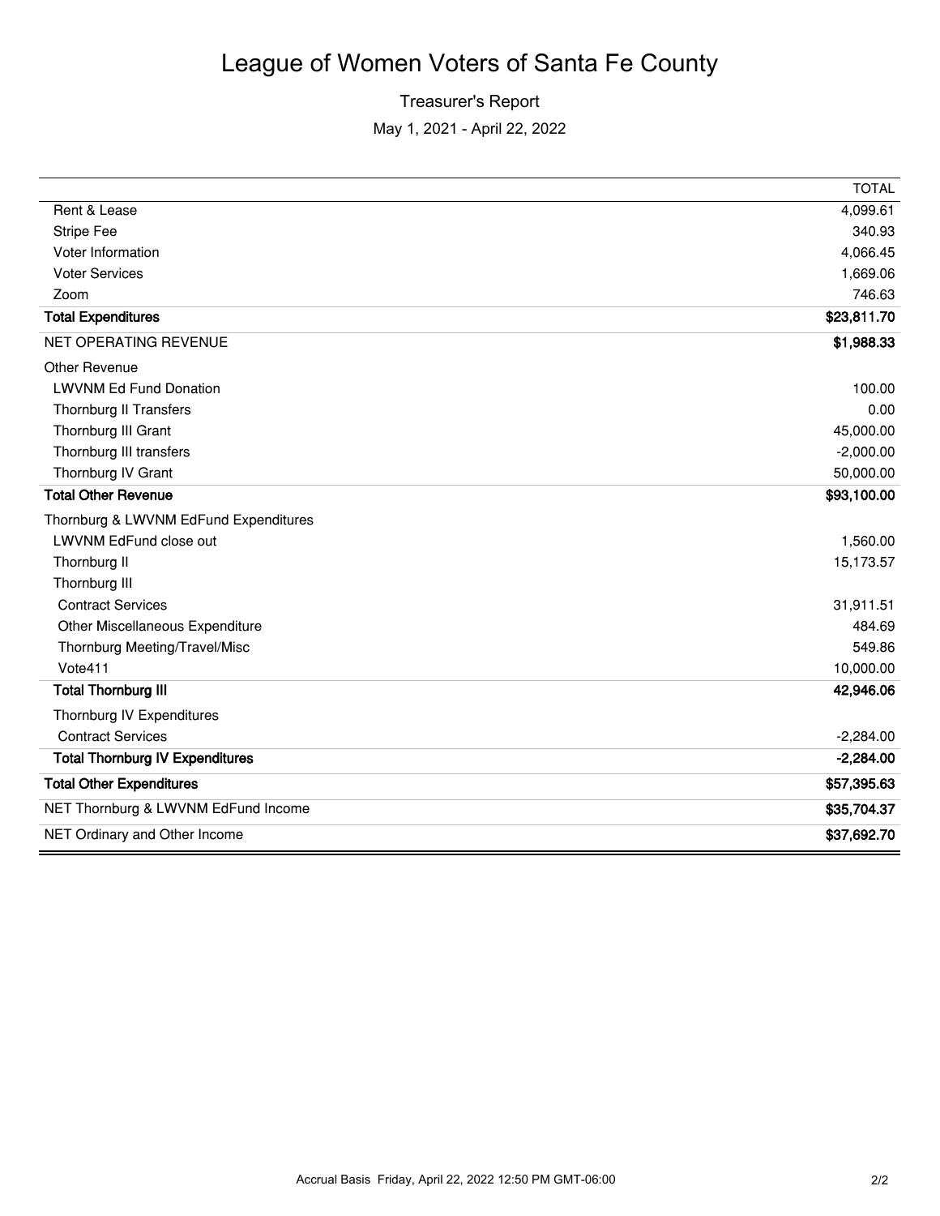# League of Women Voters of Santa Fe County

Treasurer's Report

May 1, 2021 - April 22, 2022

| | TOTAL |
|---|---|
| Rent & Lease | 4,099.61 |
| Stripe Fee | 340.93 |
| Voter Information | 4,066.45 |
| Voter Services | 1,669.06 |
| Zoom | 746.63 |
| **Total Expenditures** | **$23,811.70** |
| NET OPERATING REVENUE | **$1,988.33** |
| Other Revenue | |
| LWVNM Ed Fund Donation | 100.00 |
| Thornburg II Transfers | 0.00 |
| Thornburg III Grant | 45,000.00 |
| Thornburg III transfers | -2,000.00 |
| Thornburg IV Grant | 50,000.00 |
| **Total Other Revenue** | **$93,100.00** |
| Thornburg & LWVNM EdFund Expenditures | |
| LWVNM EdFund close out | 1,560.00 |
| Thornburg II | 15,173.57 |
| Thornburg III | |
| Contract Services | 31,911.51 |
| Other Miscellaneous Expenditure | 484.69 |
| Thornburg Meeting/Travel/Misc | 549.86 |
| Vote411 | 10,000.00 |
| **Total Thornburg III** | **42,946.06** |
| Thornburg IV Expenditures | |
| Contract Services | -2,284.00 |
| **Total Thornburg IV Expenditures** | **-2,284.00** |
| **Total Other Expenditures** | **$57,395.63** |
| NET Thornburg & LWVNM EdFund Income | **$35,704.37** |
| NET Ordinary and Other Income | **$37,692.70** |

Accrual Basis Friday, April 22, 2022 12:50 PM GMT-06:00